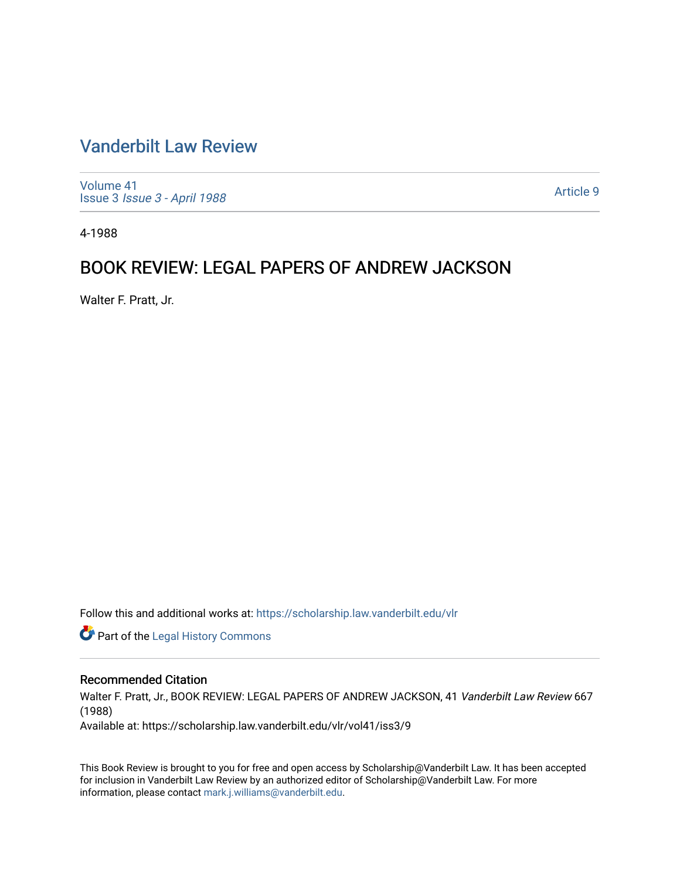# Vanderbilt Law Review

Volume 41
Issue 3 *Issue 3 - April 1988*

Article 9

4-1988

## BOOK REVIEW: LEGAL PAPERS OF ANDREW JACKSON

Walter F. Pratt, Jr.

Follow this and additional works at: https://scholarship.law.vanderbilt.edu/vlr

Part of the Legal History Commons

### Recommended Citation

Walter F. Pratt, Jr., BOOK REVIEW: LEGAL PAPERS OF ANDREW JACKSON, 41 *Vanderbilt Law Review* 667 (1988)
Available at: https://scholarship.law.vanderbilt.edu/vlr/vol41/iss3/9

This Book Review is brought to you for free and open access by Scholarship@Vanderbilt Law. It has been accepted for inclusion in Vanderbilt Law Review by an authorized editor of Scholarship@Vanderbilt Law. For more information, please contact mark.j.williams@vanderbilt.edu.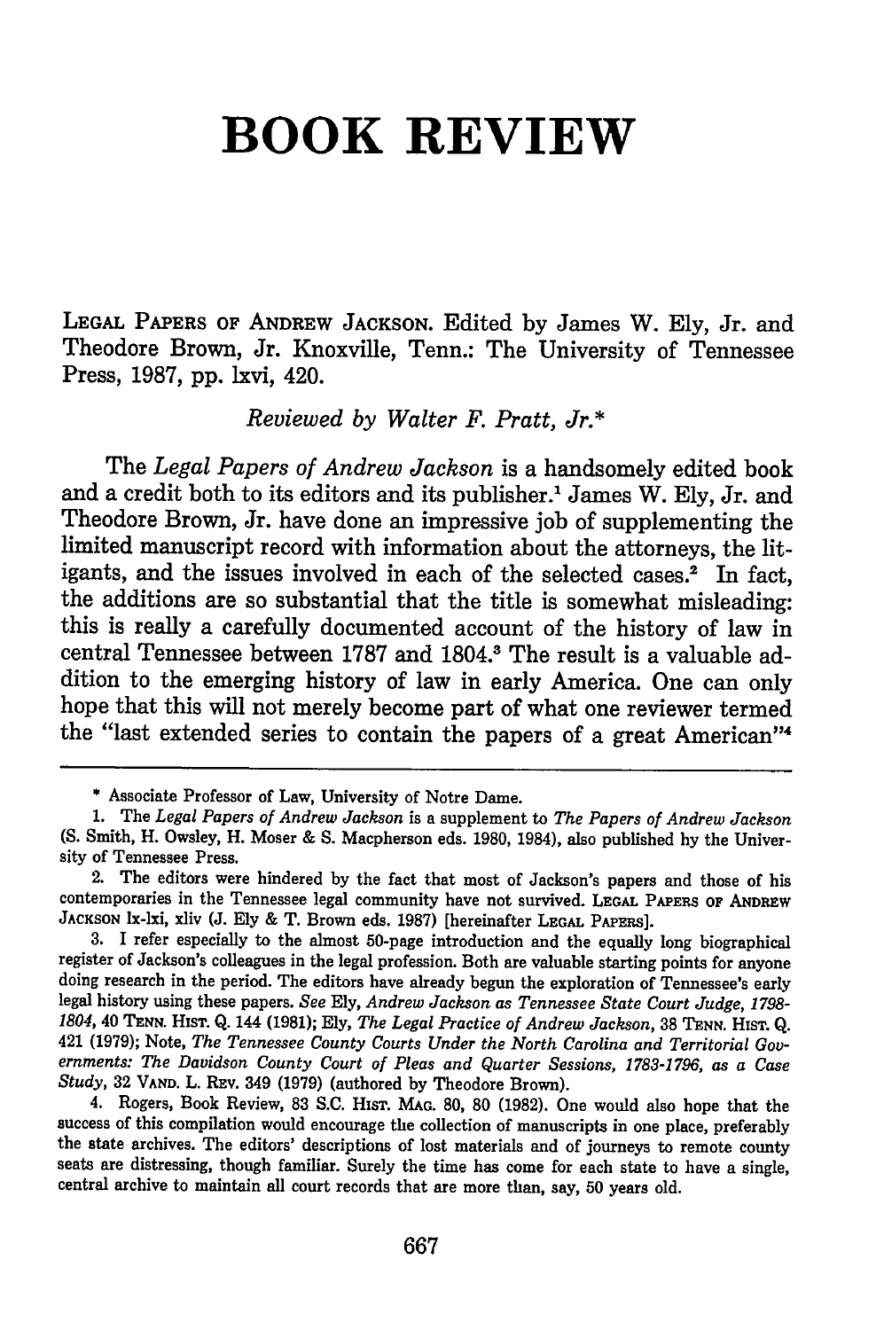# BOOK REVIEW

LEGAL PAPERS OF ANDREW JACKSON. Edited by James W. Ely, Jr. and Theodore Brown, Jr. Knoxville, Tenn.: The University of Tennessee Press, 1987, pp. lxvi, 420.

*Reviewed by Walter F. Pratt, Jr.\**

The *Legal Papers of Andrew Jackson* is a handsomely edited book and a credit both to its editors and its publisher.[1] James W. Ely, Jr. and Theodore Brown, Jr. have done an impressive job of supplementing the limited manuscript record with information about the attorneys, the litigants, and the issues involved in each of the selected cases.[2] In fact, the additions are so substantial that the title is somewhat misleading: this is really a carefully documented account of the history of law in central Tennessee between 1787 and 1804.[3] The result is a valuable addition to the emerging history of law in early America. One can only hope that this will not merely become part of what one reviewer termed the "last extended series to contain the papers of a great American"[4]

---

\* Associate Professor of Law, University of Notre Dame.

1. The *Legal Papers of Andrew Jackson* is a supplement to *The Papers of Andrew Jackson* (S. Smith, H. Owsley, H. Moser & S. Macpherson eds. 1980, 1984), also published by the University of Tennessee Press.

2. The editors were hindered by the fact that most of Jackson's papers and those of his contemporaries in the Tennessee legal community have not survived. LEGAL PAPERS OF ANDREW JACKSON lx-lxi, xliv (J. Ely & T. Brown eds. 1987) [hereinafter LEGAL PAPERS].

3. I refer especially to the almost 50-page introduction and the equally long biographical register of Jackson's colleagues in the legal profession. Both are valuable starting points for anyone doing research in the period. The editors have already begun the exploration of Tennessee's early legal history using these papers. *See* Ely, *Andrew Jackson as Tennessee State Court Judge, 1798-1804*, 40 TENN. HIST. Q. 144 (1981); Ely, *The Legal Practice of Andrew Jackson*, 38 TENN. HIST. Q. 421 (1979); Note, *The Tennessee County Courts Under the North Carolina and Territorial Governments: The Davidson County Court of Pleas and Quarter Sessions, 1783-1796, as a Case Study*, 32 VAND. L. REV. 349 (1979) (authored by Theodore Brown).

4. Rogers, Book Review, 83 S.C. HIST. MAG. 80, 80 (1982). One would also hope that the success of this compilation would encourage the collection of manuscripts in one place, preferably the state archives. The editors' descriptions of lost materials and of journeys to remote county seats are distressing, though familiar. Surely the time has come for each state to have a single, central archive to maintain all court records that are more than, say, 50 years old.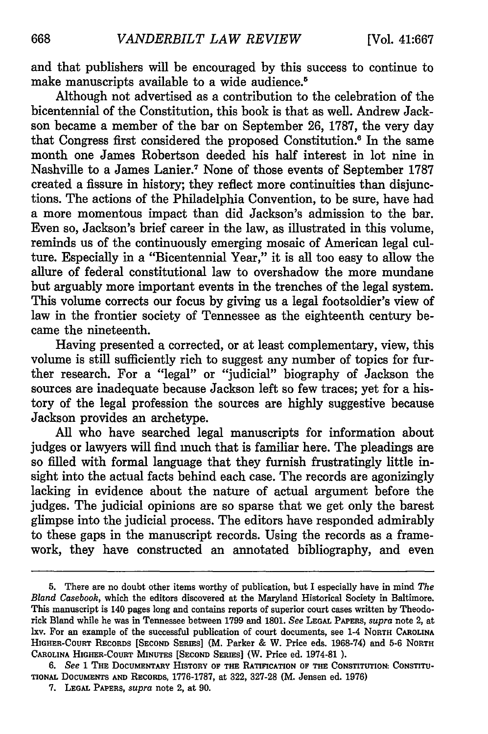and that publishers will be encouraged by this success to continue to make manuscripts available to a wide audience.[5]

Although not advertised as a contribution to the celebration of the bicentennial of the Constitution, this book is that as well. Andrew Jackson became a member of the bar on September 26, 1787, the very day that Congress first considered the proposed Constitution.[6] In the same month one James Robertson deeded his half interest in lot nine in Nashville to a James Lanier.[7] None of those events of September 1787 created a fissure in history; they reflect more continuities than disjunctions. The actions of the Philadelphia Convention, to be sure, have had a more momentous impact than did Jackson's admission to the bar. Even so, Jackson's brief career in the law, as illustrated in this volume, reminds us of the continuously emerging mosaic of American legal culture. Especially in a "Bicentennial Year," it is all too easy to allow the allure of federal constitutional law to overshadow the more mundane but arguably more important events in the trenches of the legal system. This volume corrects our focus by giving us a legal footsoldier's view of law in the frontier society of Tennessee as the eighteenth century became the nineteenth.

Having presented a corrected, or at least complementary, view, this volume is still sufficiently rich to suggest any number of topics for further research. For a "legal" or "judicial" biography of Jackson the sources are inadequate because Jackson left so few traces; yet for a history of the legal profession the sources are highly suggestive because Jackson provides an archetype.

All who have searched legal manuscripts for information about judges or lawyers will find much that is familiar here. The pleadings are so filled with formal language that they furnish frustratingly little insight into the actual facts behind each case. The records are agonizingly lacking in evidence about the nature of actual argument before the judges. The judicial opinions are so sparse that we get only the barest glimpse into the judicial process. The editors have responded admirably to these gaps in the manuscript records. Using the records as a framework, they have constructed an annotated bibliography, and even

---

5. There are no doubt other items worthy of publication, but I especially have in mind *The Bland Casebook*, which the editors discovered at the Maryland Historical Society in Baltimore. This manuscript is 140 pages long and contains reports of superior court cases written by Theodorick Bland while he was in Tennessee between 1799 and 1801. *See* LEGAL PAPERS, *supra* note 2, at lxv. For an example of the successful publication of court documents, see 1-4 NORTH CAROLINA HIGHER-COURT RECORDS [SECOND SERIES] (M. Parker & W. Price eds. 1968-74) and 5-6 NORTH CAROLINA HIGHER-COURT MINUTES [SECOND SERIES] (W. Price ed. 1974-81 ).

6. *See* 1 THE DOCUMENTARY HISTORY OF THE RATIFICATION OF THE CONSTITUTION: CONSTITUTIONAL DOCUMENTS AND RECORDS, 1776-1787, at 322, 327-28 (M. Jensen ed. 1976)

7. LEGAL PAPERS, *supra* note 2, at 90.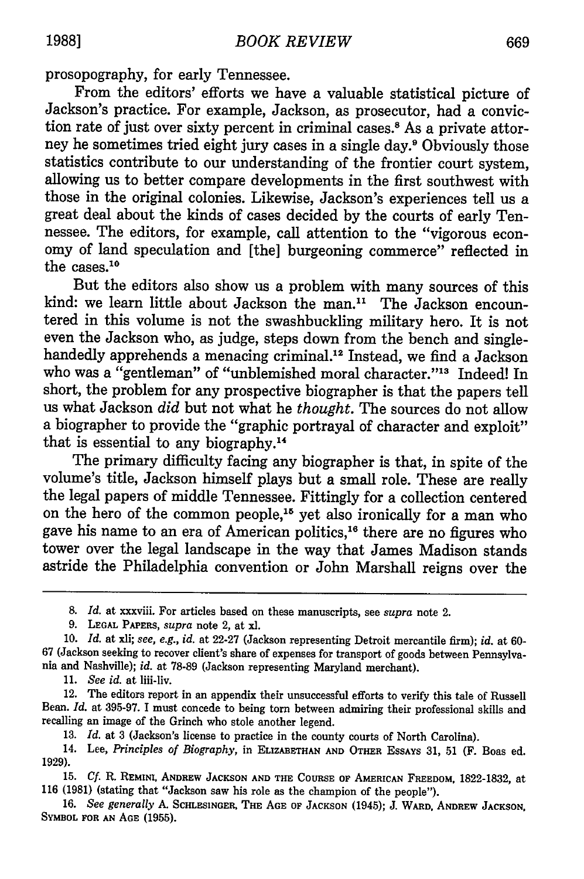prosopography, for early Tennessee.

From the editors' efforts we have a valuable statistical picture of Jackson's practice. For example, Jackson, as prosecutor, had a conviction rate of just over sixty percent in criminal cases.[8] As a private attorney he sometimes tried eight jury cases in a single day.[9] Obviously those statistics contribute to our understanding of the frontier court system, allowing us to better compare developments in the first southwest with those in the original colonies. Likewise, Jackson's experiences tell us a great deal about the kinds of cases decided by the courts of early Tennessee. The editors, for example, call attention to the "vigorous economy of land speculation and [the] burgeoning commerce" reflected in the cases.[10]

But the editors also show us a problem with many sources of this kind: we learn little about Jackson the man.[11] The Jackson encountered in this volume is not the swashbuckling military hero. It is not even the Jackson who, as judge, steps down from the bench and single-handedly apprehends a menacing criminal.[12] Instead, we find a Jackson who was a "gentleman" of "unblemished moral character."[13] Indeed! In short, the problem for any prospective biographer is that the papers tell us what Jackson *did* but not what he *thought*. The sources do not allow a biographer to provide the "graphic portrayal of character and exploit" that is essential to any biography.[14]

The primary difficulty facing any biographer is that, in spite of the volume's title, Jackson himself plays but a small role. These are really the legal papers of middle Tennessee. Fittingly for a collection centered on the hero of the common people,[15] yet also ironically for a man who gave his name to an era of American politics,[16] there are no figures who tower over the legal landscape in the way that James Madison stands astride the Philadelphia convention or John Marshall reigns over the

---

8. *Id.* at xxxviii. For articles based on these manuscripts, see *supra* note 2.

9. LEGAL PAPERS, *supra* note 2, at xl.

10. *Id.* at xli; *see, e.g.*, *id.* at 22-27 (Jackson representing Detroit mercantile firm); *id.* at 60-67 (Jackson seeking to recover client's share of expenses for transport of goods between Pennsylvania and Nashville); *id.* at 78-89 (Jackson representing Maryland merchant).

11. *See id.* at liii-liv.

12. The editors report in an appendix their unsuccessful efforts to verify this tale of Russell Bean. *Id.* at 395-97. I must concede to being torn between admiring their professional skills and recalling an image of the Grinch who stole another legend.

13. *Id.* at 3 (Jackson's license to practice in the county courts of North Carolina).

14. Lee, *Principles of Biography*, in ELIZABETHAN AND OTHER ESSAYS 31, 51 (F. Boas ed. 1929).

15. *Cf.* R. REMINI, ANDREW JACKSON AND THE COURSE OF AMERICAN FREEDOM, 1822-1832, at 116 (1981) (stating that "Jackson saw his role as the champion of the people").

16. *See generally* A. SCHLESINGER, THE AGE OF JACKSON (1945); J. WARD, ANDREW JACKSON, SYMBOL FOR AN AGE (1955).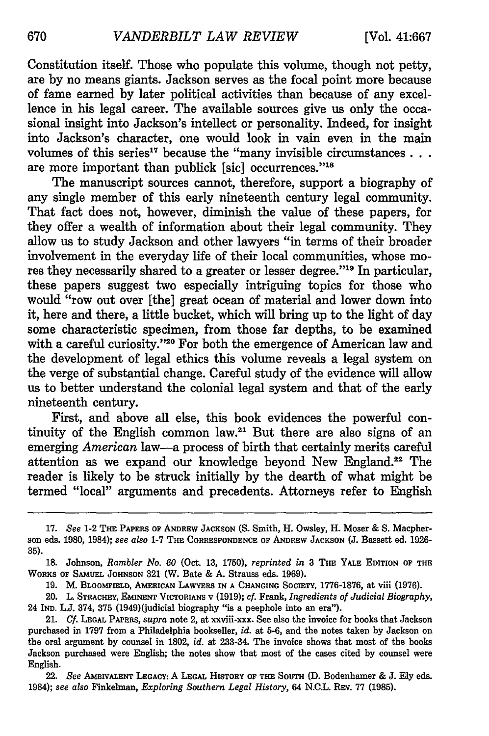Constitution itself. Those who populate this volume, though not petty, are by no means giants. Jackson serves as the focal point more because of fame earned by later political activities than because of any excellence in his legal career. The available sources give us only the occasional insight into Jackson's intellect or personality. Indeed, for insight into Jackson's character, one would look in vain even in the main volumes of this series[17] because the "many invisible circumstances . . . are more important than publick [sic] occurrences."[18]

The manuscript sources cannot, therefore, support a biography of any single member of this early nineteenth century legal community. That fact does not, however, diminish the value of these papers, for they offer a wealth of information about their legal community. They allow us to study Jackson and other lawyers "in terms of their broader involvement in the everyday life of their local communities, whose mores they necessarily shared to a greater or lesser degree."[19] In particular, these papers suggest two especially intriguing topics for those who would "row out over [the] great ocean of material and lower down into it, here and there, a little bucket, which will bring up to the light of day some characteristic specimen, from those far depths, to be examined with a careful curiosity."[20] For both the emergence of American law and the development of legal ethics this volume reveals a legal system on the verge of substantial change. Careful study of the evidence will allow us to better understand the colonial legal system and that of the early nineteenth century.

First, and above all else, this book evidences the powerful continuity of the English common law.[21] But there are also signs of an emerging *American* law—a process of birth that certainly merits careful attention as we expand our knowledge beyond New England.[22] The reader is likely to be struck initially by the dearth of what might be termed "local" arguments and precedents. Attorneys refer to English

---

17. *See* 1-2 THE PAPERS OF ANDREW JACKSON (S. Smith, H. Owsley, H. Moser & S. Macpherson eds. 1980, 1984); *see also* 1-7 THE CORRESPONDENCE OF ANDREW JACKSON (J. Bassett ed. 1926-35).

18. Johnson, *Rambler No. 60* (Oct. 13, 1750), *reprinted in* 3 THE YALE EDITION OF THE WORKS OF SAMUEL JOHNSON 321 (W. Bate & A. Strauss eds. 1969).

19. M. BLOOMFIELD, AMERICAN LAWYERS IN A CHANGING SOCIETY, 1776-1876, at viii (1976).

20. L. STRACHEY, EMINENT VICTORIANS v (1919); *cf.* Frank, *Ingredients of Judicial Biography*, 24 IND. L.J. 374, 375 (1949)(judicial biography "is a peephole into an era").

21. *Cf.* LEGAL PAPERS, *supra* note 2, at xxviii-xxx. See also the invoice for books that Jackson purchased in 1797 from a Philadelphia bookseller, *id.* at 5-6, and the notes taken by Jackson on the oral argument by counsel in 1802, *id.* at 233-34. The invoice shows that most of the books Jackson purchased were English; the notes show that most of the cases cited by counsel were English.

22. *See* AMBIVALENT LEGACY: A LEGAL HISTORY OF THE SOUTH (D. Bodenhamer & J. Ely eds. 1984); *see also* Finkelman, *Exploring Southern Legal History*, 64 N.C.L. REV. 77 (1985).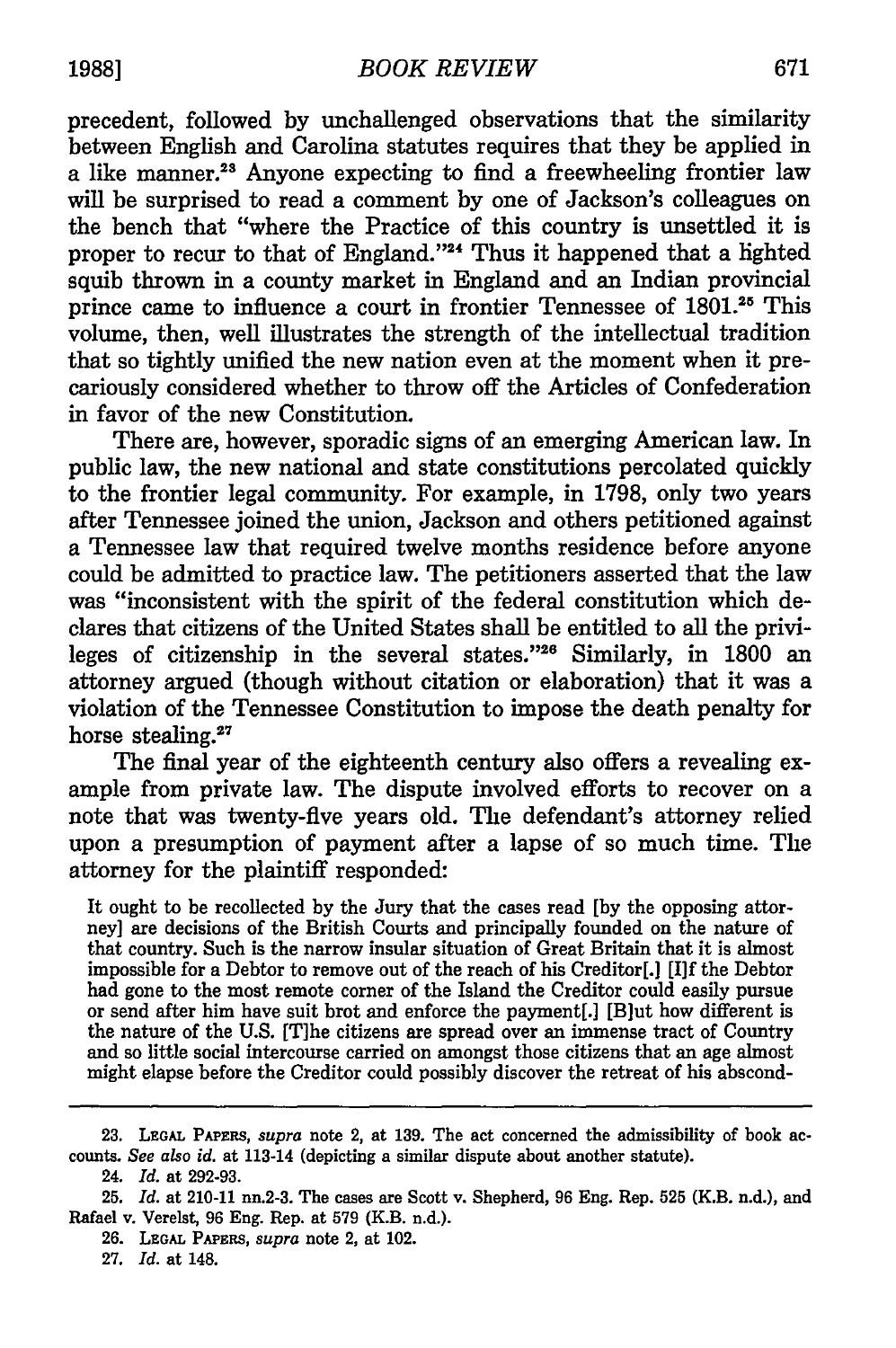precedent, followed by unchallenged observations that the similarity between English and Carolina statutes requires that they be applied in a like manner.[23] Anyone expecting to find a freewheeling frontier law will be surprised to read a comment by one of Jackson's colleagues on the bench that "where the Practice of this country is unsettled it is proper to recur to that of England."[24] Thus it happened that a lighted squib thrown in a county market in England and an Indian provincial prince came to influence a court in frontier Tennessee of 1801.[25] This volume, then, well illustrates the strength of the intellectual tradition that so tightly unified the new nation even at the moment when it precariously considered whether to throw off the Articles of Confederation in favor of the new Constitution.

There are, however, sporadic signs of an emerging American law. In public law, the new national and state constitutions percolated quickly to the frontier legal community. For example, in 1798, only two years after Tennessee joined the union, Jackson and others petitioned against a Tennessee law that required twelve months residence before anyone could be admitted to practice law. The petitioners asserted that the law was "inconsistent with the spirit of the federal constitution which declares that citizens of the United States shall be entitled to all the privileges of citizenship in the several states."[26] Similarly, in 1800 an attorney argued (though without citation or elaboration) that it was a violation of the Tennessee Constitution to impose the death penalty for horse stealing.[27]

The final year of the eighteenth century also offers a revealing example from private law. The dispute involved efforts to recover on a note that was twenty-five years old. The defendant's attorney relied upon a presumption of payment after a lapse of so much time. The attorney for the plaintiff responded:

> It ought to be recollected by the Jury that the cases read [by the opposing attorney] are decisions of the British Courts and principally founded on the nature of that country. Such is the narrow insular situation of Great Britain that it is almost impossible for a Debtor to remove out of the reach of his Creditor[.] [I]f the Debtor had gone to the most remote corner of the Island the Creditor could easily pursue or send after him have suit brot and enforce the payment[.] [B]ut how different is the nature of the U.S. [T]he citizens are spread over an immense tract of Country and so little social intercourse carried on amongst those citizens that an age almost might elapse before the Creditor could possibly discover the retreat of his abscond-

---

23. LEGAL PAPERS, *supra* note 2, at 139. The act concerned the admissibility of book accounts. *See also id.* at 113-14 (depicting a similar dispute about another statute).

24. *Id.* at 292-93.

25. *Id.* at 210-11 nn.2-3. The cases are Scott v. Shepherd, 96 Eng. Rep. 525 (K.B. n.d.), and Rafael v. Verelst, 96 Eng. Rep. at 579 (K.B. n.d.).

26. LEGAL PAPERS, *supra* note 2, at 102.

27. *Id.* at 148.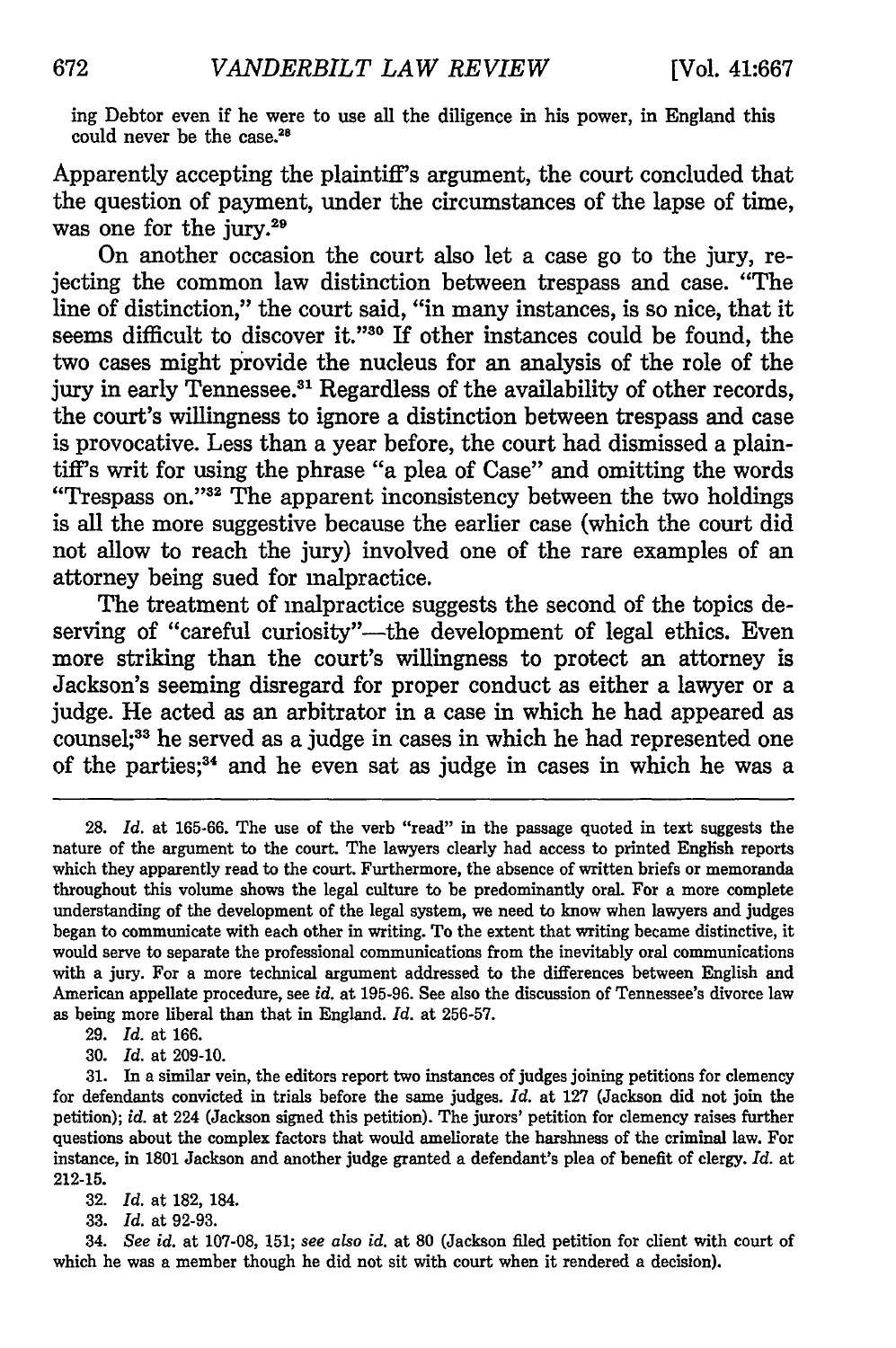ing Debtor even if he were to use all the diligence in his power, in England this could never be the case.[28]

Apparently accepting the plaintiff's argument, the court concluded that the question of payment, under the circumstances of the lapse of time, was one for the jury.[29]

On another occasion the court also let a case go to the jury, rejecting the common law distinction between trespass and case. "The line of distinction," the court said, "in many instances, is so nice, that it seems difficult to discover it."[30] If other instances could be found, the two cases might provide the nucleus for an analysis of the role of the jury in early Tennessee.[31] Regardless of the availability of other records, the court's willingness to ignore a distinction between trespass and case is provocative. Less than a year before, the court had dismissed a plaintiff's writ for using the phrase "a plea of Case" and omitting the words "Trespass on."[32] The apparent inconsistency between the two holdings is all the more suggestive because the earlier case (which the court did not allow to reach the jury) involved one of the rare examples of an attorney being sued for malpractice.

The treatment of malpractice suggests the second of the topics deserving of "careful curiosity"—the development of legal ethics. Even more striking than the court's willingness to protect an attorney is Jackson's seeming disregard for proper conduct as either a lawyer or a judge. He acted as an arbitrator in a case in which he had appeared as counsel;[33] he served as a judge in cases in which he had represented one of the parties;[34] and he even sat as judge in cases in which he was a

---

28. *Id.* at 165-66. The use of the verb "read" in the passage quoted in text suggests the nature of the argument to the court. The lawyers clearly had access to printed English reports which they apparently read to the court. Furthermore, the absence of written briefs or memoranda throughout this volume shows the legal culture to be predominantly oral. For a more complete understanding of the development of the legal system, we need to know when lawyers and judges began to communicate with each other in writing. To the extent that writing became distinctive, it would serve to separate the professional communications from the inevitably oral communications with a jury. For a more technical argument addressed to the differences between English and American appellate procedure, see *id.* at 195-96. See also the discussion of Tennessee's divorce law as being more liberal than that in England. *Id.* at 256-57.

29. *Id.* at 166.

30. *Id.* at 209-10.

31. In a similar vein, the editors report two instances of judges joining petitions for clemency for defendants convicted in trials before the same judges. *Id.* at 127 (Jackson did not join the petition); *id.* at 224 (Jackson signed this petition). The jurors' petition for clemency raises further questions about the complex factors that would ameliorate the harshness of the criminal law. For instance, in 1801 Jackson and another judge granted a defendant's plea of benefit of clergy. *Id.* at 212-15.

32. *Id.* at 182, 184.

33. *Id.* at 92-93.

34. *See id.* at 107-08, 151; *see also id.* at 80 (Jackson filed petition for client with court of which he was a member though he did not sit with court when it rendered a decision).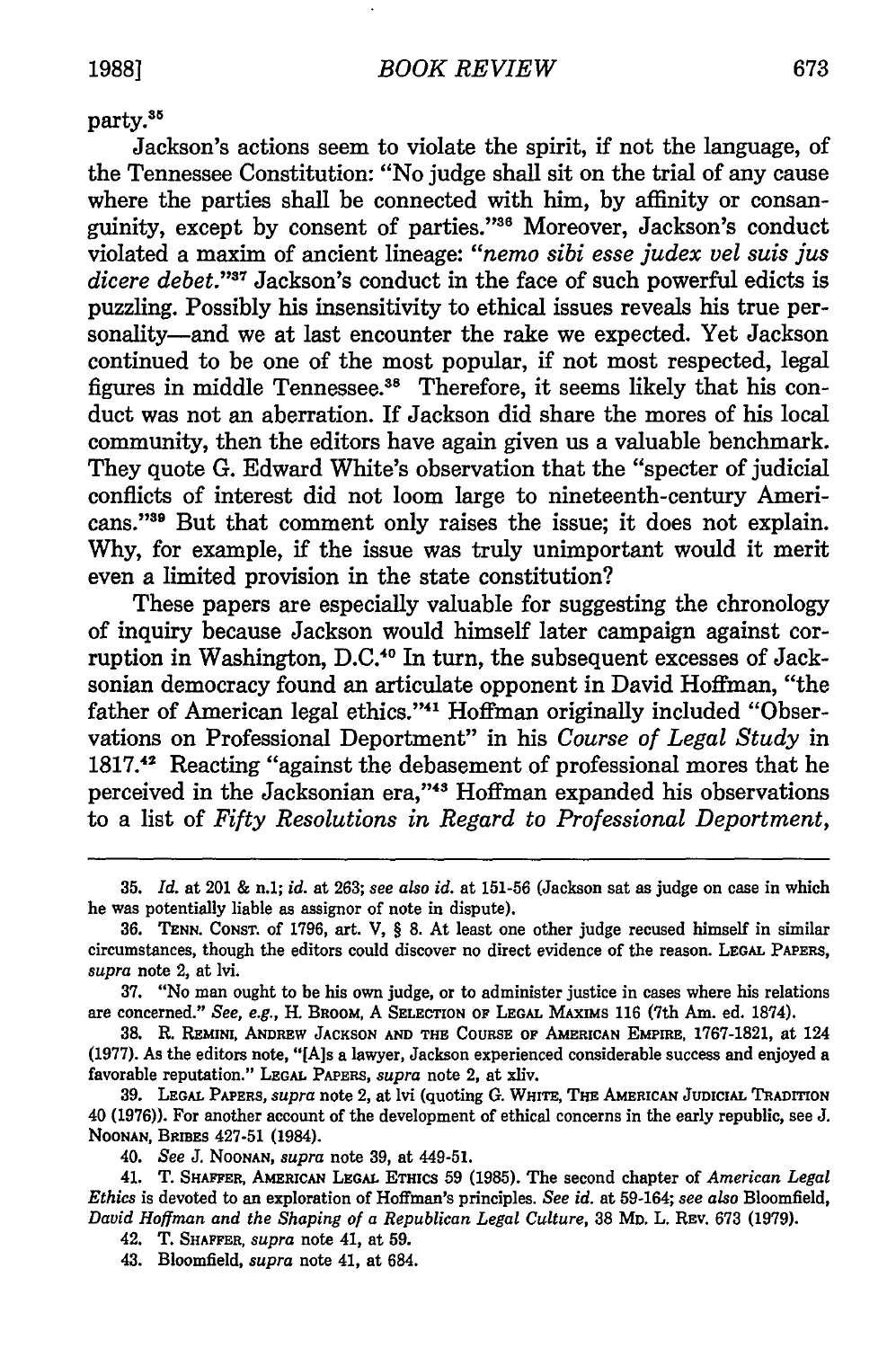party.[35]

Jackson's actions seem to violate the spirit, if not the language, of the Tennessee Constitution: "No judge shall sit on the trial of any cause where the parties shall be connected with him, by affinity or consanguinity, except by consent of parties."[36] Moreover, Jackson's conduct violated a maxim of ancient lineage: "*nemo sibi esse judex vel suis jus dicere debet.*"[37] Jackson's conduct in the face of such powerful edicts is puzzling. Possibly his insensitivity to ethical issues reveals his true personality—and we at last encounter the rake we expected. Yet Jackson continued to be one of the most popular, if not most respected, legal figures in middle Tennessee.[38] Therefore, it seems likely that his conduct was not an aberration. If Jackson did share the mores of his local community, then the editors have again given us a valuable benchmark. They quote G. Edward White's observation that the "specter of judicial conflicts of interest did not loom large to nineteenth-century Americans."[39] But that comment only raises the issue; it does not explain. Why, for example, if the issue was truly unimportant would it merit even a limited provision in the state constitution?

These papers are especially valuable for suggesting the chronology of inquiry because Jackson would himself later campaign against corruption in Washington, D.C.[40] In turn, the subsequent excesses of Jacksonian democracy found an articulate opponent in David Hoffman, "the father of American legal ethics."[41] Hoffman originally included "Observations on Professional Deportment" in his *Course of Legal Study* in 1817.[42] Reacting "against the debasement of professional mores that he perceived in the Jacksonian era,"[43] Hoffman expanded his observations to a list of *Fifty Resolutions in Regard to Professional Deportment,*

---

35. *Id.* at 201 & n.1; *id.* at 263; *see also id.* at 151-56 (Jackson sat as judge on case in which he was potentially liable as assignor of note in dispute).

36. TENN. CONST. of 1796, art. V, § 8. At least one other judge recused himself in similar circumstances, though the editors could discover no direct evidence of the reason. LEGAL PAPERS, *supra* note 2, at lvi.

37. "No man ought to be his own judge, or to administer justice in cases where his relations are concerned." *See, e.g.*, H. BROOM, A SELECTION OF LEGAL MAXIMS 116 (7th Am. ed. 1874).

38. R. REMINI, ANDREW JACKSON AND THE COURSE OF AMERICAN EMPIRE, 1767-1821, at 124 (1977). As the editors note, "[A]s a lawyer, Jackson experienced considerable success and enjoyed a favorable reputation." LEGAL PAPERS, *supra* note 2, at xliv.

39. LEGAL PAPERS, *supra* note 2, at lvi (quoting G. WHITE, THE AMERICAN JUDICIAL TRADITION 40 (1976)). For another account of the development of ethical concerns in the early republic, see J. NOONAN, BRIBES 427-51 (1984).

40. *See* J. NOONAN, *supra* note 39, at 449-51.

41. T. SHAFFER, AMERICAN LEGAL ETHICS 59 (1985). The second chapter of *American Legal Ethics* is devoted to an exploration of Hoffman's principles. *See id.* at 59-164; *see also* Bloomfield, *David Hoffman and the Shaping of a Republican Legal Culture*, 38 MD. L. REV. 673 (1979).

42. T. SHAFFER, *supra* note 41, at 59.

43. Bloomfield, *supra* note 41, at 684.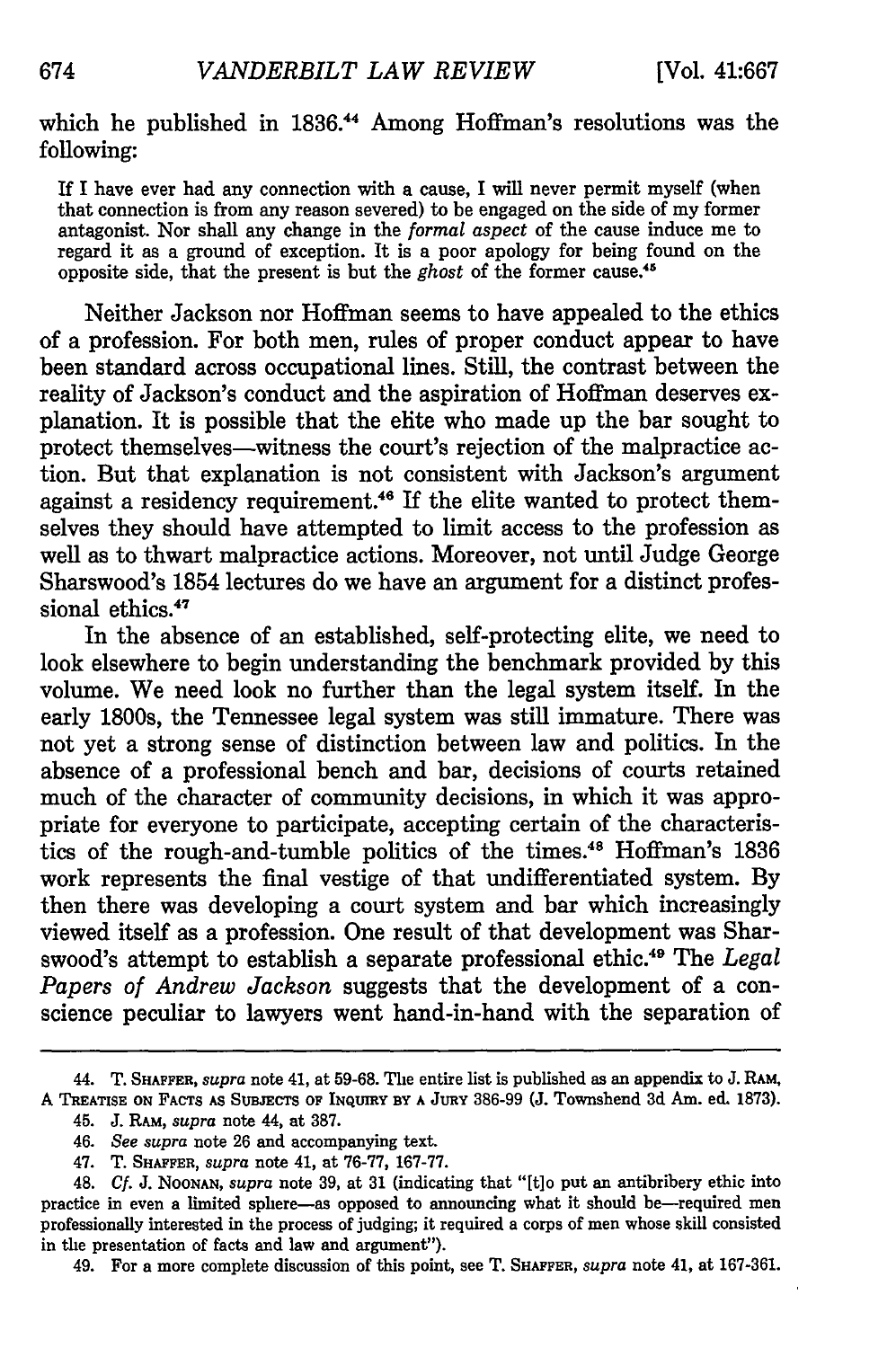which he published in 1836.[44] Among Hoffman's resolutions was the following:

> If I have ever had any connection with a cause, I will never permit myself (when that connection is from any reason severed) to be engaged on the side of my former antagonist. Nor shall any change in the *formal aspect* of the cause induce me to regard it as a ground of exception. It is a poor apology for being found on the opposite side, that the present is but the *ghost* of the former cause.[45]

Neither Jackson nor Hoffman seems to have appealed to the ethics of a profession. For both men, rules of proper conduct appear to have been standard across occupational lines. Still, the contrast between the reality of Jackson's conduct and the aspiration of Hoffman deserves explanation. It is possible that the elite who made up the bar sought to protect themselves—witness the court's rejection of the malpractice action. But that explanation is not consistent with Jackson's argument against a residency requirement.[46] If the elite wanted to protect themselves they should have attempted to limit access to the profession as well as to thwart malpractice actions. Moreover, not until Judge George Sharswood's 1854 lectures do we have an argument for a distinct professional ethics.[47]

In the absence of an established, self-protecting elite, we need to look elsewhere to begin understanding the benchmark provided by this volume. We need look no further than the legal system itself. In the early 1800s, the Tennessee legal system was still immature. There was not yet a strong sense of distinction between law and politics. In the absence of a professional bench and bar, decisions of courts retained much of the character of community decisions, in which it was appropriate for everyone to participate, accepting certain of the characteristics of the rough-and-tumble politics of the times.[48] Hoffman's 1836 work represents the final vestige of that undifferentiated system. By then there was developing a court system and bar which increasingly viewed itself as a profession. One result of that development was Sharswood's attempt to establish a separate professional ethic.[49] The *Legal Papers of Andrew Jackson* suggests that the development of a conscience peculiar to lawyers went hand-in-hand with the separation of

---

44. T. SHAFFER, *supra* note 41, at 59-68. The entire list is published as an appendix to J. RAM, A TREATISE ON FACTS AS SUBJECTS OF INQUIRY BY A JURY 386-99 (J. Townshend 3d Am. ed. 1873).

45. J. RAM, *supra* note 44, at 387.

46. *See supra* note 26 and accompanying text.

47. T. SHAFFER, *supra* note 41, at 76-77, 167-77.

48. *Cf.* J. NOONAN, *supra* note 39, at 31 (indicating that "[t]o put an antibribery ethic into practice in even a limited sphere—as opposed to announcing what it should be—required men professionally interested in the process of judging; it required a corps of men whose skill consisted in the presentation of facts and law and argument").

49. For a more complete discussion of this point, see T. SHAFFER, *supra* note 41, at 167-361.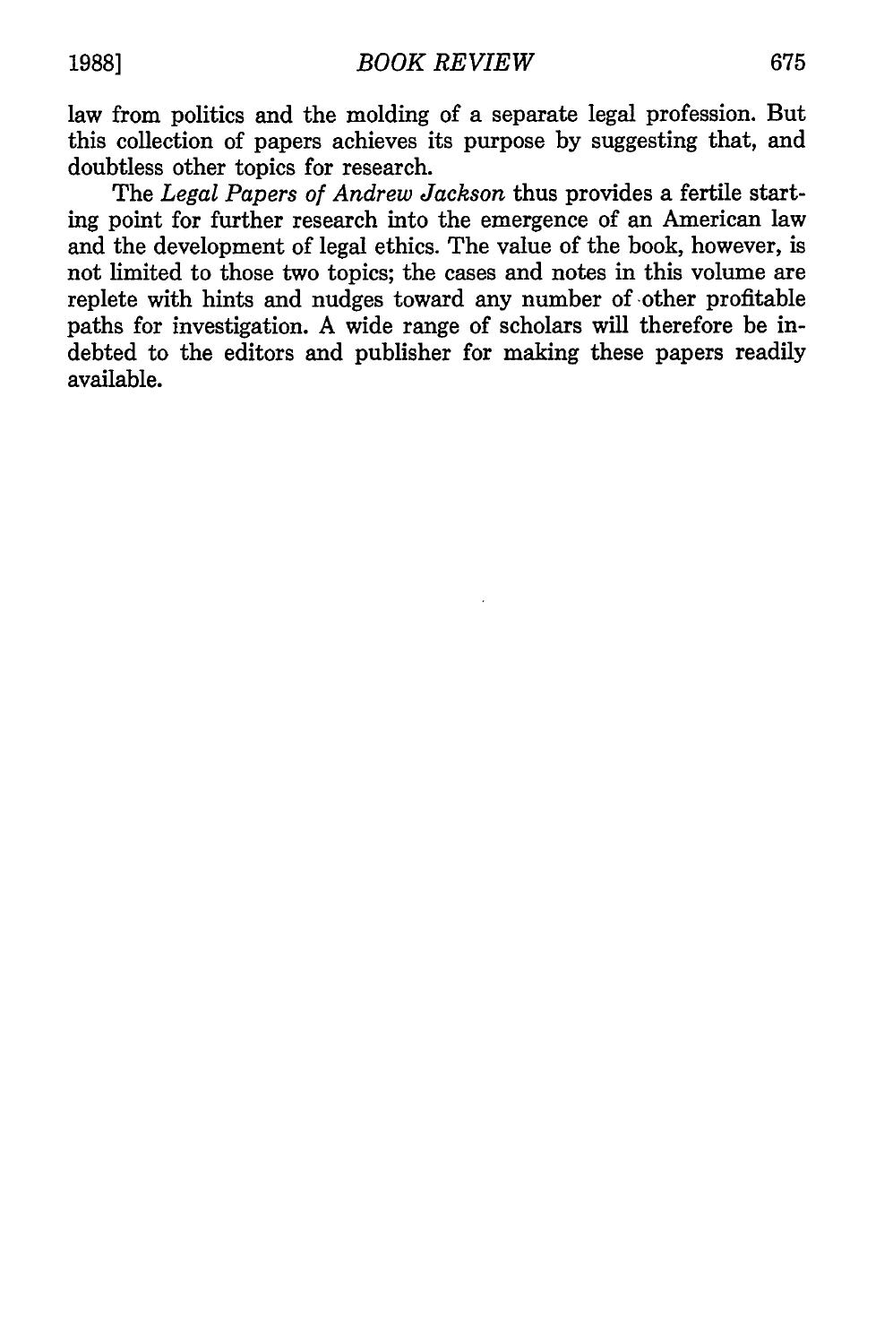law from politics and the molding of a separate legal profession. But this collection of papers achieves its purpose by suggesting that, and doubtless other topics for research.

The *Legal Papers of Andrew Jackson* thus provides a fertile starting point for further research into the emergence of an American law and the development of legal ethics. The value of the book, however, is not limited to those two topics; the cases and notes in this volume are replete with hints and nudges toward any number of other profitable paths for investigation. A wide range of scholars will therefore be indebted to the editors and publisher for making these papers readily available.